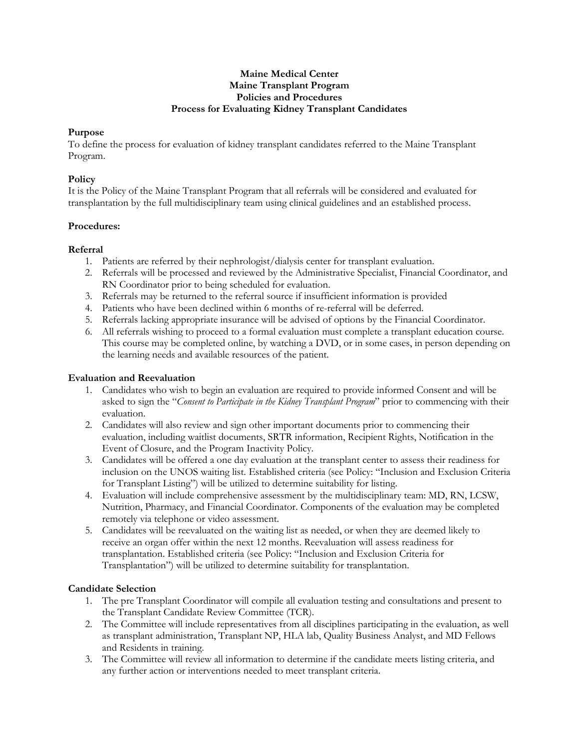**Maine Medical Center**
**Maine Transplant Program**
**Policies and Procedures**
**Process for Evaluating Kidney Transplant Candidates**

## Purpose

To define the process for evaluation of kidney transplant candidates referred to the Maine Transplant Program.

## Policy

It is the Policy of the Maine Transplant Program that all referrals will be considered and evaluated for transplantation by the full multidisciplinary team using clinical guidelines and an established process.

## Procedures:

### Referral

1. Patients are referred by their nephrologist/dialysis center for transplant evaluation.
2. Referrals will be processed and reviewed by the Administrative Specialist, Financial Coordinator, and RN Coordinator prior to being scheduled for evaluation.
3. Referrals may be returned to the referral source if insufficient information is provided
4. Patients who have been declined within 6 months of re-referral will be deferred.
5. Referrals lacking appropriate insurance will be advised of options by the Financial Coordinator.
6. All referrals wishing to proceed to a formal evaluation must complete a transplant education course. This course may be completed online, by watching a DVD, or in some cases, in person depending on the learning needs and available resources of the patient.

### Evaluation and Reevaluation

1. Candidates who wish to begin an evaluation are required to provide informed Consent and will be asked to sign the "*Consent to Participate in the Kidney Transplant Program*" prior to commencing with their evaluation.
2. Candidates will also review and sign other important documents prior to commencing their evaluation, including waitlist documents, SRTR information, Recipient Rights, Notification in the Event of Closure, and the Program Inactivity Policy.
3. Candidates will be offered a one day evaluation at the transplant center to assess their readiness for inclusion on the UNOS waiting list. Established criteria (see Policy: "Inclusion and Exclusion Criteria for Transplant Listing") will be utilized to determine suitability for listing.
4. Evaluation will include comprehensive assessment by the multidisciplinary team: MD, RN, LCSW, Nutrition, Pharmacy, and Financial Coordinator. Components of the evaluation may be completed remotely via telephone or video assessment.
5. Candidates will be reevaluated on the waiting list as needed, or when they are deemed likely to receive an organ offer within the next 12 months. Reevaluation will assess readiness for transplantation. Established criteria (see Policy: "Inclusion and Exclusion Criteria for Transplantation") will be utilized to determine suitability for transplantation.

### Candidate Selection

1. The pre Transplant Coordinator will compile all evaluation testing and consultations and present to the Transplant Candidate Review Committee (TCR).
2. The Committee will include representatives from all disciplines participating in the evaluation, as well as transplant administration, Transplant NP, HLA lab, Quality Business Analyst, and MD Fellows and Residents in training.
3. The Committee will review all information to determine if the candidate meets listing criteria, and any further action or interventions needed to meet transplant criteria.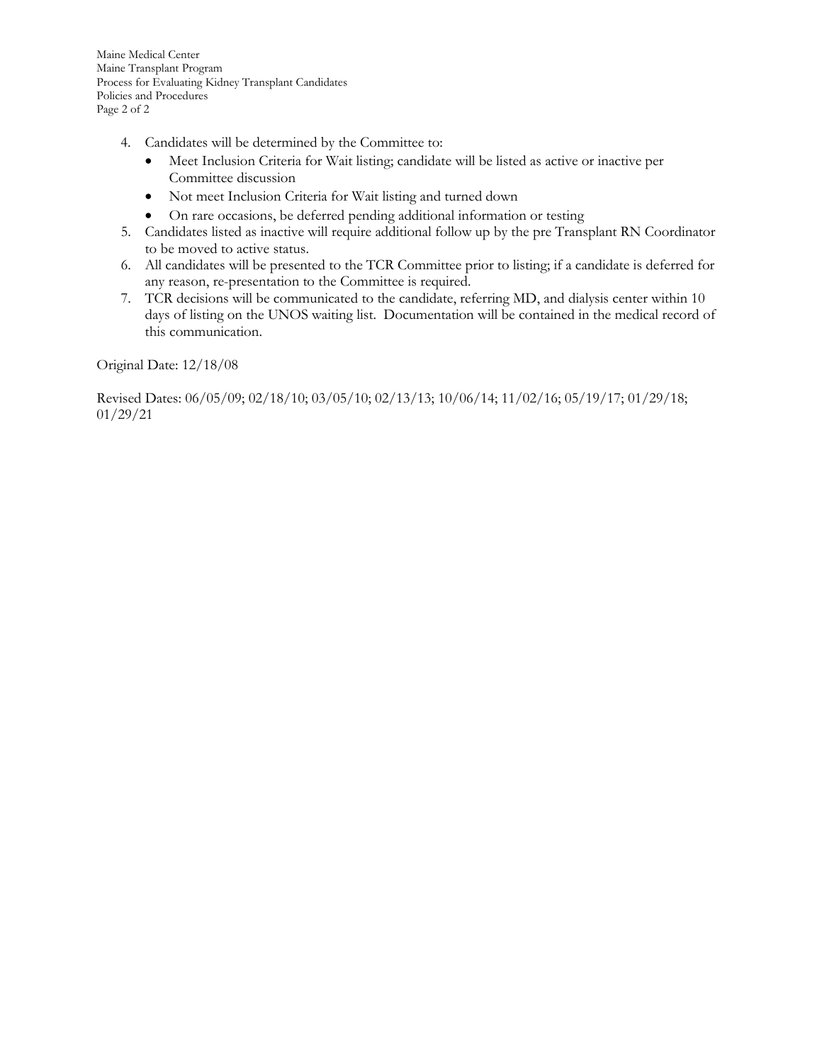4. Candidates will be determined by the Committee to:
   - Meet Inclusion Criteria for Wait listing; candidate will be listed as active or inactive per Committee discussion
   - Not meet Inclusion Criteria for Wait listing and turned down
   - On rare occasions, be deferred pending additional information or testing
5. Candidates listed as inactive will require additional follow up by the pre Transplant RN Coordinator to be moved to active status.
6. All candidates will be presented to the TCR Committee prior to listing; if a candidate is deferred for any reason, re-presentation to the Committee is required.
7. TCR decisions will be communicated to the candidate, referring MD, and dialysis center within 10 days of listing on the UNOS waiting list. Documentation will be contained in the medical record of this communication.

Original Date: 12/18/08

Revised Dates: 06/05/09; 02/18/10; 03/05/10; 02/13/13; 10/06/14; 11/02/16; 05/19/17; 01/29/18; 01/29/21